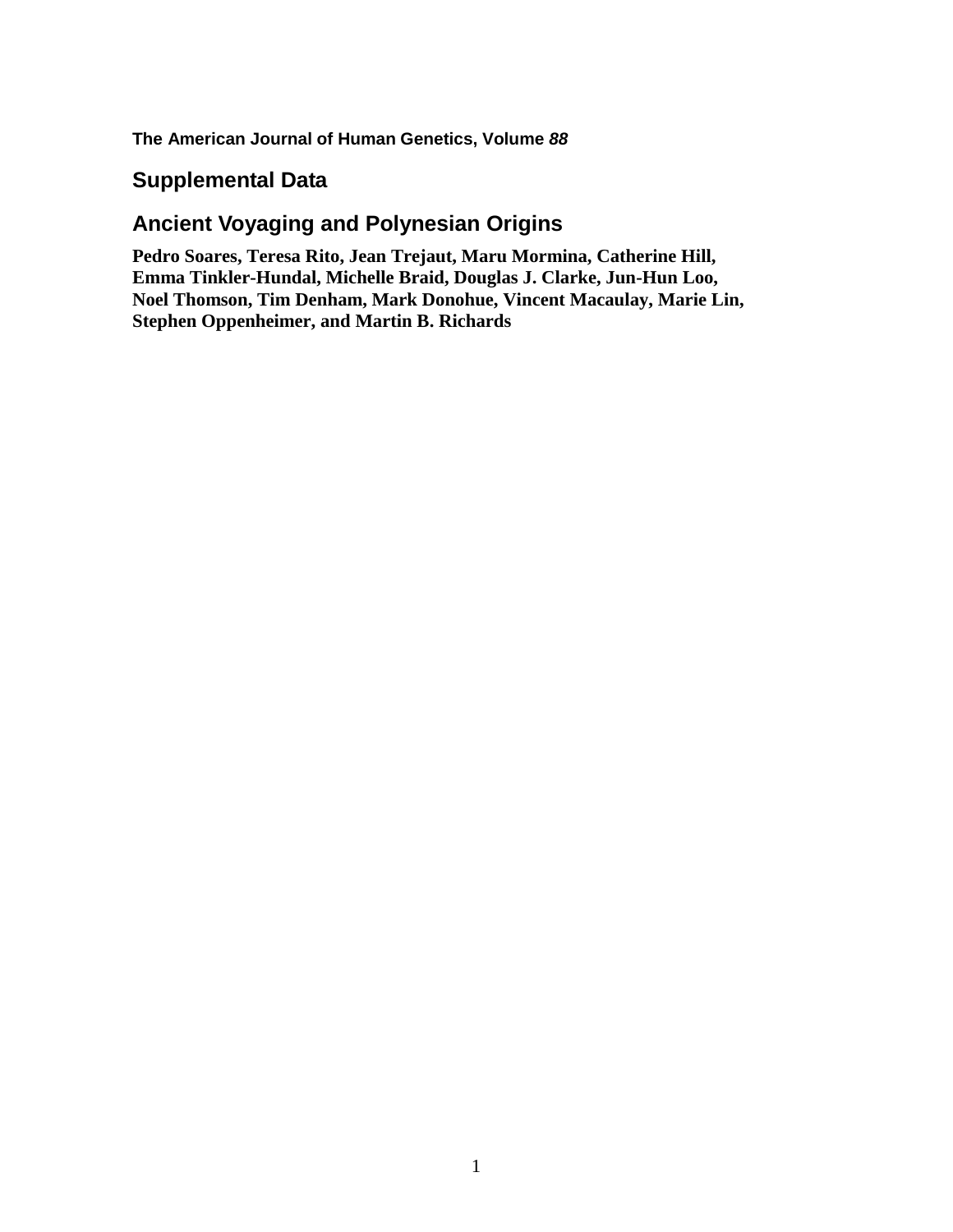**The American Journal of Human Genetics, Volume *88***

## Supplemental Data

## Ancient Voyaging and Polynesian Origins

**Pedro Soares, Teresa Rito, Jean Trejaut, Maru Mormina, Catherine Hill, Emma Tinkler-Hundal, Michelle Braid, Douglas J. Clarke, Jun-Hun Loo, Noel Thomson, Tim Denham, Mark Donohue, Vincent Macaulay, Marie Lin, Stephen Oppenheimer, and Martin B. Richards**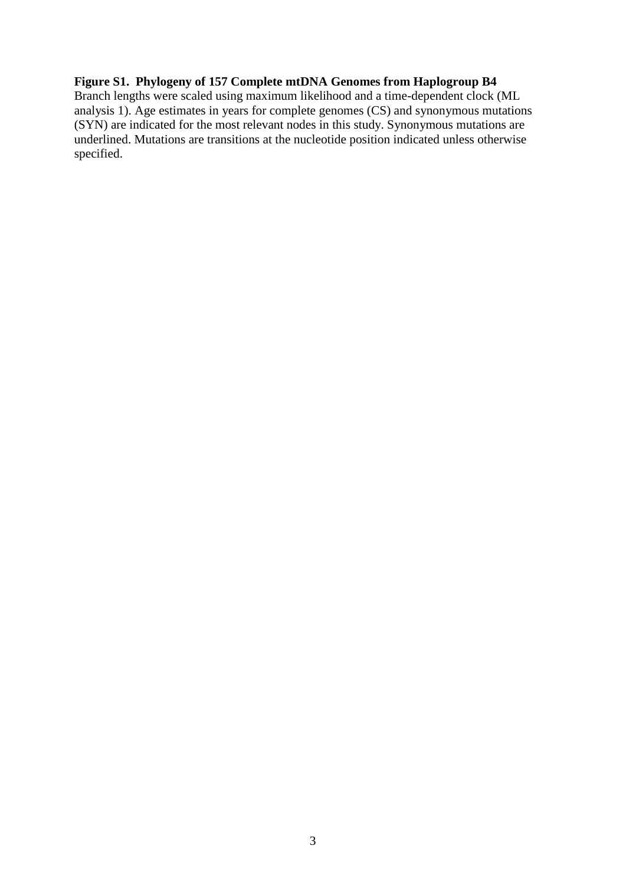**Figure S1. Phylogeny of 157 Complete mtDNA Genomes from Haplogroup B4**
Branch lengths were scaled using maximum likelihood and a time-dependent clock (ML analysis 1). Age estimates in years for complete genomes (CS) and synonymous mutations (SYN) are indicated for the most relevant nodes in this study. Synonymous mutations are underlined. Mutations are transitions at the nucleotide position indicated unless otherwise specified.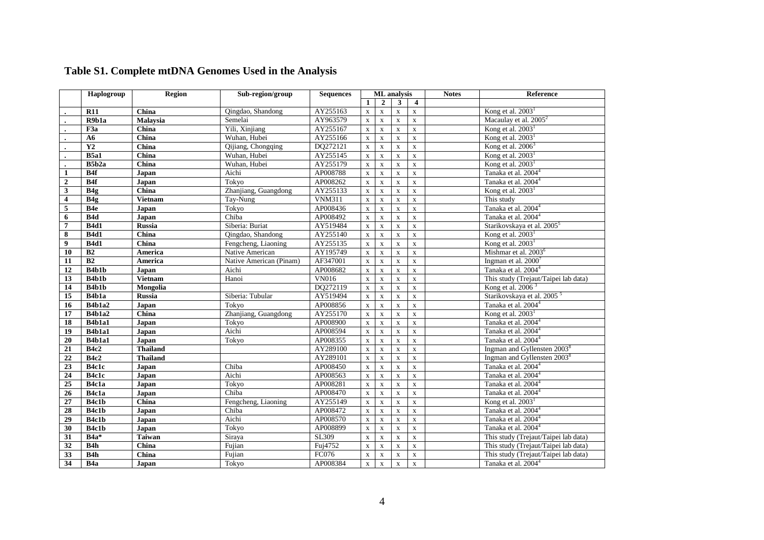## Table S1. Complete mtDNA Genomes Used in the Analysis

| | Haplogroup | Region | Sub-region/group | Sequences | ML analysis | | | | Notes | Reference |
|---|---|---|---|---|---|---|---|---|---|---|
| | | | | | 1 | 2 | 3 | 4 | | |
| . | **R11** | **China** | Qingdao, Shandong | AY255163 | x | x | x | x | | Kong et al. 2003[1] |
| . | **R9b1a** | **Malaysia** | Semelai | AY963579 | x | x | x | x | | Macaulay et al. 2005[2] |
| . | **F3a** | **China** | Yili, Xinjiang | AY255167 | x | x | x | x | | Kong et al. 2003[1] |
| . | **A6** | **China** | Wuhan, Hubei | AY255166 | x | x | x | x | | Kong et al. 2003[1] |
| . | **Y2** | **China** | Qijiang, Chongqing | DQ272121 | x | x | x | x | | Kong et al. 2006[3] |
| . | **B5a1** | **China** | Wuhan, Hubei | AY255145 | x | x | x | x | | Kong et al. 2003[1] |
| . | **B5b2a** | **China** | Wuhan, Hubei | AY255179 | x | x | x | x | | Kong et al. 2003[1] |
| **1** | **B4f** | **Japan** | Aichi | AP008788 | x | x | x | x | | Tanaka et al. 2004[4] |
| **2** | **B4f** | **Japan** | Tokyo | AP008262 | x | x | x | x | | Tanaka et al. 2004[4] |
| **3** | **B4g** | **China** | Zhanjiang, Guangdong | AY255133 | x | x | x | x | | Kong et al. 2003[1] |
| **4** | **B4g** | **Vietnam** | Tay-Nung | VNM311 | x | x | x | x | | This study |
| **5** | **B4e** | **Japan** | Tokyo | AP008436 | x | x | x | x | | Tanaka et al. 2004[4] |
| **6** | **B4d** | **Japan** | Chiba | AP008492 | x | x | x | x | | Tanaka et al. 2004[4] |
| **7** | **B4d1** | **Russia** | Siberia: Buriat | AY519484 | x | x | x | x | | Starikovskaya et al. 2005[5] |
| **8** | **B4d1** | **China** | Qingdao, Shandong | AY255140 | x | x | x | x | | Kong et al. 2003[1] |
| **9** | **B4d1** | **China** | Fengcheng, Liaoning | AY255135 | x | x | x | x | | Kong et al. 2003[1] |
| **10** | **B2** | **America** | Native American | AY195749 | x | x | x | x | | Mishmar et al. 2003[6] |
| **11** | **B2** | **America** | Native American (Pinam) | AF347001 | x | x | x | x | | Ingman et al. 2000[7] |
| **12** | **B4b1b** | **Japan** | Aichi | AP008682 | x | x | x | x | | Tanaka et al. 2004[4] |
| **13** | **B4b1b** | **Vietnam** | Hanoi | VN016 | x | x | x | x | | This study (Trejaut/Taipei lab data) |
| **14** | **B4b1b** | **Mongolia** | | DQ272119 | x | x | x | x | | Kong et al. 2006 [3] |
| **15** | **B4b1a** | **Russia** | Siberia: Tubular | AY519494 | x | x | x | x | | Starikovskaya et al. 2005 [5] |
| **16** | **B4b1a2** | **Japan** | Tokyo | AP008856 | x | x | x | x | | Tanaka et al. 2004[4] |
| **17** | **B4b1a2** | **China** | Zhanjiang, Guangdong | AY255170 | x | x | x | x | | Kong et al. 2003[1] |
| **18** | **B4b1a1** | **Japan** | Tokyo | AP008900 | x | x | x | x | | Tanaka et al. 2004[4] |
| **19** | **B4b1a1** | **Japan** | Aichi | AP008594 | x | x | x | x | | Tanaka et al. 2004[4] |
| **20** | **B4b1a1** | **Japan** | Tokyo | AP008355 | x | x | x | x | | Tanaka et al. 2004[4] |
| **21** | **B4c2** | **Thailand** | | AY289100 | x | x | x | x | | Ingman and Gyllensten 2003[8] |
| **22** | **B4c2** | **Thailand** | | AY289101 | x | x | x | x | | Ingman and Gyllensten 2003[8] |
| **23** | **B4c1c** | **Japan** | Chiba | AP008450 | x | x | x | x | | Tanaka et al. 2004[4] |
| **24** | **B4c1c** | **Japan** | Aichi | AP008563 | x | x | x | x | | Tanaka et al. 2004[4] |
| **25** | **B4c1a** | **Japan** | Tokyo | AP008281 | x | x | x | x | | Tanaka et al. 2004[4] |
| **26** | **B4c1a** | **Japan** | Chiba | AP008470 | x | x | x | x | | Tanaka et al. 2004[4] |
| **27** | **B4c1b** | **China** | Fengcheng, Liaoning | AY255149 | x | x | x | x | | Kong et al. 2003[1] |
| **28** | **B4c1b** | **Japan** | Chiba | AP008472 | x | x | x | x | | Tanaka et al. 2004[4] |
| **29** | **B4c1b** | **Japan** | Aichi | AP008570 | x | x | x | x | | Tanaka et al. 2004[4] |
| **30** | **B4c1b** | **Japan** | Tokyo | AP008899 | x | x | x | x | | Tanaka et al. 2004[4] |
| **31** | **B4a*** | **Taiwan** | Siraya | SL309 | x | x | x | x | | This study (Trejaut/Taipei lab data) |
| **32** | **B4h** | **China** | Fujian | Fuj4752 | x | x | x | x | | This study (Trejaut/Taipei lab data) |
| **33** | **B4h** | **China** | Fujian | FC076 | x | x | x | x | | This study (Trejaut/Taipei lab data) |
| **34** | **B4a** | **Japan** | Tokyo | AP008384 | x | x | x | x | | Tanaka et al. 2004[4] |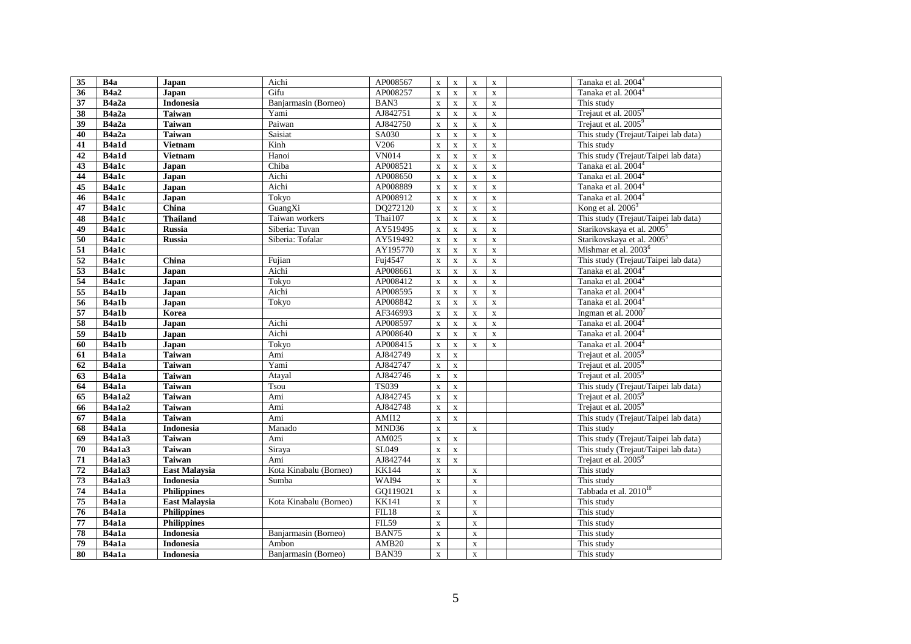| | | | | | | | | | | |
|---|---|---|---|---|---|---|---|---|---|---|
| **35** | **B4a** | **Japan** | Aichi | AP008567 | x | x | x | x | | Tanaka et al. 2004[4] |
| **36** | **B4a2** | **Japan** | Gifu | AP008257 | x | x | x | x | | Tanaka et al. 2004[4] |
| **37** | **B4a2a** | **Indonesia** | Banjarmasin (Borneo) | BAN3 | x | x | x | x | | This study |
| **38** | **B4a2a** | **Taiwan** | Yami | AJ842751 | x | x | x | x | | Trejaut et al. 2005[9] |
| **39** | **B4a2a** | **Taiwan** | Paiwan | AJ842750 | x | x | x | x | | Trejaut et al. 2005[9] |
| **40** | **B4a2a** | **Taiwan** | Saisiat | SA030 | x | x | x | x | | This study (Trejaut/Taipei lab data) |
| **41** | **B4a1d** | **Vietnam** | Kinh | V206 | x | x | x | x | | This study |
| **42** | **B4a1d** | **Vietnam** | Hanoi | VN014 | x | x | x | x | | This study (Trejaut/Taipei lab data) |
| **43** | **B4a1c** | **Japan** | Chiba | AP008521 | x | x | x | x | | Tanaka et al. 2004[4] |
| **44** | **B4a1c** | **Japan** | Aichi | AP008650 | x | x | x | x | | Tanaka et al. 2004[4] |
| **45** | **B4a1c** | **Japan** | Aichi | AP008889 | x | x | x | x | | Tanaka et al. 2004[4] |
| **46** | **B4a1c** | **Japan** | Tokyo | AP008912 | x | x | x | x | | Tanaka et al. 2004[4] |
| **47** | **B4a1c** | **China** | GuangXi | DQ272120 | x | x | x | x | | Kong et al. 2006[3] |
| **48** | **B4a1c** | **Thailand** | Taiwan workers | Thai107 | x | x | x | x | | This study (Trejaut/Taipei lab data) |
| **49** | **B4a1c** | **Russia** | Siberia: Tuvan | AY519495 | x | x | x | x | | Starikovskaya et al. 2005[5] |
| **50** | **B4a1c** | **Russia** | Siberia: Tofalar | AY519492 | x | x | x | x | | Starikovskaya et al. 2005[5] |
| **51** | **B4a1c** | | | AY195770 | x | x | x | x | | Mishmar et al. 2003[6] |
| **52** | **B4a1c** | **China** | Fujian | Fuj4547 | x | x | x | x | | This study (Trejaut/Taipei lab data) |
| **53** | **B4a1c** | **Japan** | Aichi | AP008661 | x | x | x | x | | Tanaka et al. 2004[4] |
| **54** | **B4a1c** | **Japan** | Tokyo | AP008412 | x | x | x | x | | Tanaka et al. 2004[4] |
| **55** | **B4a1b** | **Japan** | Aichi | AP008595 | x | x | x | x | | Tanaka et al. 2004[4] |
| **56** | **B4a1b** | **Japan** | Tokyo | AP008842 | x | x | x | x | | Tanaka et al. 2004[4] |
| **57** | **B4a1b** | **Korea** | | AF346993 | x | x | x | x | | Ingman et al. 2000[7] |
| **58** | **B4a1b** | **Japan** | Aichi | AP008597 | x | x | x | x | | Tanaka et al. 2004[4] |
| **59** | **B4a1b** | **Japan** | Aichi | AP008640 | x | x | x | x | | Tanaka et al. 2004[4] |
| **60** | **B4a1b** | **Japan** | Tokyo | AP008415 | x | x | x | x | | Tanaka et al. 2004[4] |
| **61** | **B4a1a** | **Taiwan** | Ami | AJ842749 | x | x | | | | Trejaut et al. 2005[9] |
| **62** | **B4a1a** | **Taiwan** | Yami | AJ842747 | x | x | | | | Trejaut et al. 2005[9] |
| **63** | **B4a1a** | **Taiwan** | Atayal | AJ842746 | x | x | | | | Trejaut et al. 2005[9] |
| **64** | **B4a1a** | **Taiwan** | Tsou | TS039 | x | x | | | | This study (Trejaut/Taipei lab data) |
| **65** | **B4a1a2** | **Taiwan** | Ami | AJ842745 | x | x | | | | Trejaut et al. 2005[9] |
| **66** | **B4a1a2** | **Taiwan** | Ami | AJ842748 | x | x | | | | Trejaut et al. 2005[9] |
| **67** | **B4a1a** | **Taiwan** | Ami | AMI12 | x | x | | | | This study (Trejaut/Taipei lab data) |
| **68** | **B4a1a** | **Indonesia** | Manado | MND36 | x | | x | | | This study |
| **69** | **B4a1a3** | **Taiwan** | Ami | AM025 | x | x | | | | This study (Trejaut/Taipei lab data) |
| **70** | **B4a1a3** | **Taiwan** | Siraya | SL049 | x | x | | | | This study (Trejaut/Taipei lab data) |
| **71** | **B4a1a3** | **Taiwan** | Ami | AJ842744 | x | x | | | | Trejaut et al. 2005[9] |
| **72** | **B4a1a3** | **East Malaysia** | Kota Kinabalu (Borneo) | KK144 | x | | x | | | This study |
| **73** | **B4a1a3** | **Indonesia** | Sumba | WAI94 | x | | x | | | This study |
| **74** | **B4a1a** | **Philippines** | | GQ119021 | x | | x | | | Tabbada et al. 2010[10] |
| **75** | **B4a1a** | **East Malaysia** | Kota Kinabalu (Borneo) | KK141 | x | | x | | | This study |
| **76** | **B4a1a** | **Philippines** | | FIL18 | x | | x | | | This study |
| **77** | **B4a1a** | **Philippines** | | FIL59 | x | | x | | | This study |
| **78** | **B4a1a** | **Indonesia** | Banjarmasin (Borneo) | BAN75 | x | | x | | | This study |
| **79** | **B4a1a** | **Indonesia** | Ambon | AMB20 | x | | x | | | This study |
| **80** | **B4a1a** | **Indonesia** | Banjarmasin (Borneo) | BAN39 | x | | x | | | This study |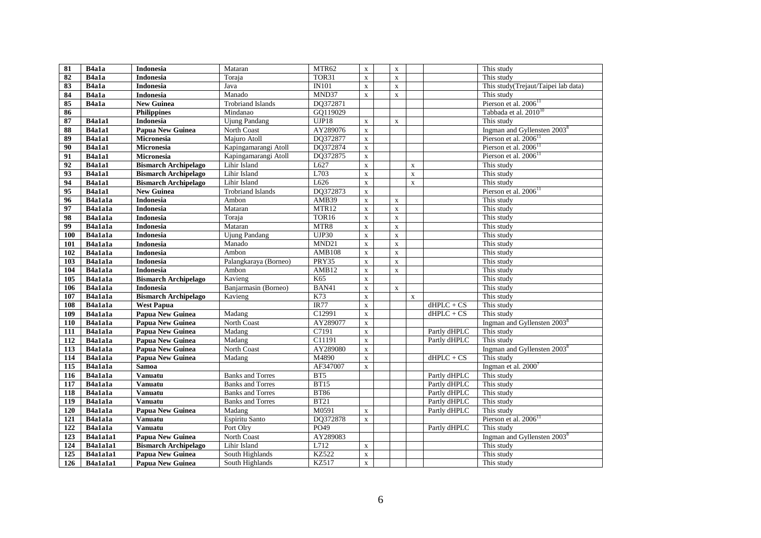| | | | | | | | | | | |
|---|---|---|---|---|---|---|---|---|---|---|
| **81** | **B4a1a** | **Indonesia** | Mataran | MTR62 | x | | x | | | This study |
| **82** | **B4a1a** | **Indonesia** | Toraja | TOR31 | x | | x | | | This study |
| **83** | **B4a1a** | **Indonesia** | Java | IN101 | x | | x | | | This study(Trejaut/Taipei lab data) |
| **84** | **B4a1a** | **Indonesia** | Manado | MND37 | x | | x | | | This study |
| **85** | **B4a1a** | **New Guinea** | Trobriand Islands | DQ372871 | | | | | | Pierson et al. 2006[11] |
| **86** | | **Philippines** | Mindanao | GQ119029 | | | | | | Tabbada et al. 2010[10] |
| **87** | **B4a1a1** | **Indonesia** | Ujung Pandang | UJP18 | x | | x | | | This study |
| **88** | **B4a1a1** | **Papua New Guinea** | North Coast | AY289076 | x | | | | | Ingman and Gyllensten 2003[8] |
| **89** | **B4a1a1** | **Micronesia** | Majuro Atoll | DQ372877 | x | | | | | Pierson et al. 2006[11] |
| **90** | **B4a1a1** | **Micronesia** | Kapingamarangi Atoll | DQ372874 | x | | | | | Pierson et al. 2006[11] |
| **91** | **B4a1a1** | **Micronesia** | Kapingamarangi Atoll | DQ372875 | x | | | | | Pierson et al. 2006[11] |
| **92** | **B4a1a1** | **Bismarch Archipelago** | Lihir Island | L627 | x | | | x | | This study |
| **93** | **B4a1a1** | **Bismarch Archipelago** | Lihir Island | L703 | x | | | x | | This study |
| **94** | **B4a1a1** | **Bismarch Archipelago** | Lihir Island | L626 | x | | | x | | This study |
| **95** | **B4a1a1** | **New Guinea** | Trobriand Islands | DQ372873 | x | | | | | Pierson et al. 2006[11] |
| **96** | **B4a1a1a** | **Indonesia** | Ambon | AMB39 | x | | x | | | This study |
| **97** | **B4a1a1a** | **Indonesia** | Mataran | MTR12 | x | | x | | | This study |
| **98** | **B4a1a1a** | **Indonesia** | Toraja | TOR16 | x | | x | | | This study |
| **99** | **B4a1a1a** | **Indonesia** | Mataran | MTR8 | x | | x | | | This study |
| **100** | **B4a1a1a** | **Indonesia** | Ujung Pandang | UJP30 | x | | x | | | This study |
| **101** | **B4a1a1a** | **Indonesia** | Manado | MND21 | x | | x | | | This study |
| **102** | **B4a1a1a** | **Indonesia** | Ambon | AMB108 | x | | x | | | This study |
| **103** | **B4a1a1a** | **Indonesia** | Palangkaraya (Borneo) | PRY35 | x | | x | | | This study |
| **104** | **B4a1a1a** | **Indonesia** | Ambon | AMB12 | x | | x | | | This study |
| **105** | **B4a1a1a** | **Bismarch Archipelago** | Kavieng | K65 | x | | | | | This study |
| **106** | **B4a1a1a** | **Indonesia** | Banjarmasin (Borneo) | BAN41 | x | | x | | | This study |
| **107** | **B4a1a1a** | **Bismarch Archipelago** | Kavieng | K73 | x | | | x | | This study |
| **108** | **B4a1a1a** | **West Papua** | | IR77 | x | | | | dHPLC + CS | This study |
| **109** | **B4a1a1a** | **Papua New Guinea** | Madang | C12991 | x | | | | dHPLC + CS | This study |
| **110** | **B4a1a1a** | **Papua New Guinea** | North Coast | AY289077 | x | | | | | Ingman and Gyllensten 2003[8] |
| **111** | **B4a1a1a** | **Papua New Guinea** | Madang | C7191 | x | | | | Partly dHPLC | This study |
| **112** | **B4a1a1a** | **Papua New Guinea** | Madang | C11191 | x | | | | Partly dHPLC | This study |
| **113** | **B4a1a1a** | **Papua New Guinea** | North Coast | AY289080 | x | | | | | Ingman and Gyllensten 2003[8] |
| **114** | **B4a1a1a** | **Papua New Guinea** | Madang | M4890 | x | | | | dHPLC + CS | This study |
| **115** | **B4a1a1a** | **Samoa** | | AF347007 | x | | | | | Ingman et al. 2000[7] |
| **116** | **B4a1a1a** | **Vanuatu** | Banks and Torres | BT5 | | | | | Partly dHPLC | This study |
| **117** | **B4a1a1a** | **Vanuatu** | Banks and Torres | BT15 | | | | | Partly dHPLC | This study |
| **118** | **B4a1a1a** | **Vanuatu** | Banks and Torres | BT86 | | | | | Partly dHPLC | This study |
| **119** | **B4a1a1a** | **Vanuatu** | Banks and Torres | BT21 | | | | | Partly dHPLC | This study |
| **120** | **B4a1a1a** | **Papua New Guinea** | Madang | M0591 | x | | | | Partly dHPLC | This study |
| **121** | **B4a1a1a** | **Vanuatu** | Espiritu Santo | DQ372878 | x | | | | | Pierson et al. 2006[11] |
| **122** | **B4a1a1a** | **Vanuatu** | Port Olry | PO49 | | | | | Partly dHPLC | This study |
| **123** | **B4a1a1a1** | **Papua New Guinea** | North Coast | AY289083 | | | | | | Ingman and Gyllensten 2003[8] |
| **124** | **B4a1a1a1** | **Bismarch Archipelago** | Lihir Island | L712 | x | | | | | This study |
| **125** | **B4a1a1a1** | **Papua New Guinea** | South Highlands | KZ522 | x | | | | | This study |
| **126** | **B4a1a1a1** | **Papua New Guinea** | South Highlands | KZ517 | x | | | | | This study |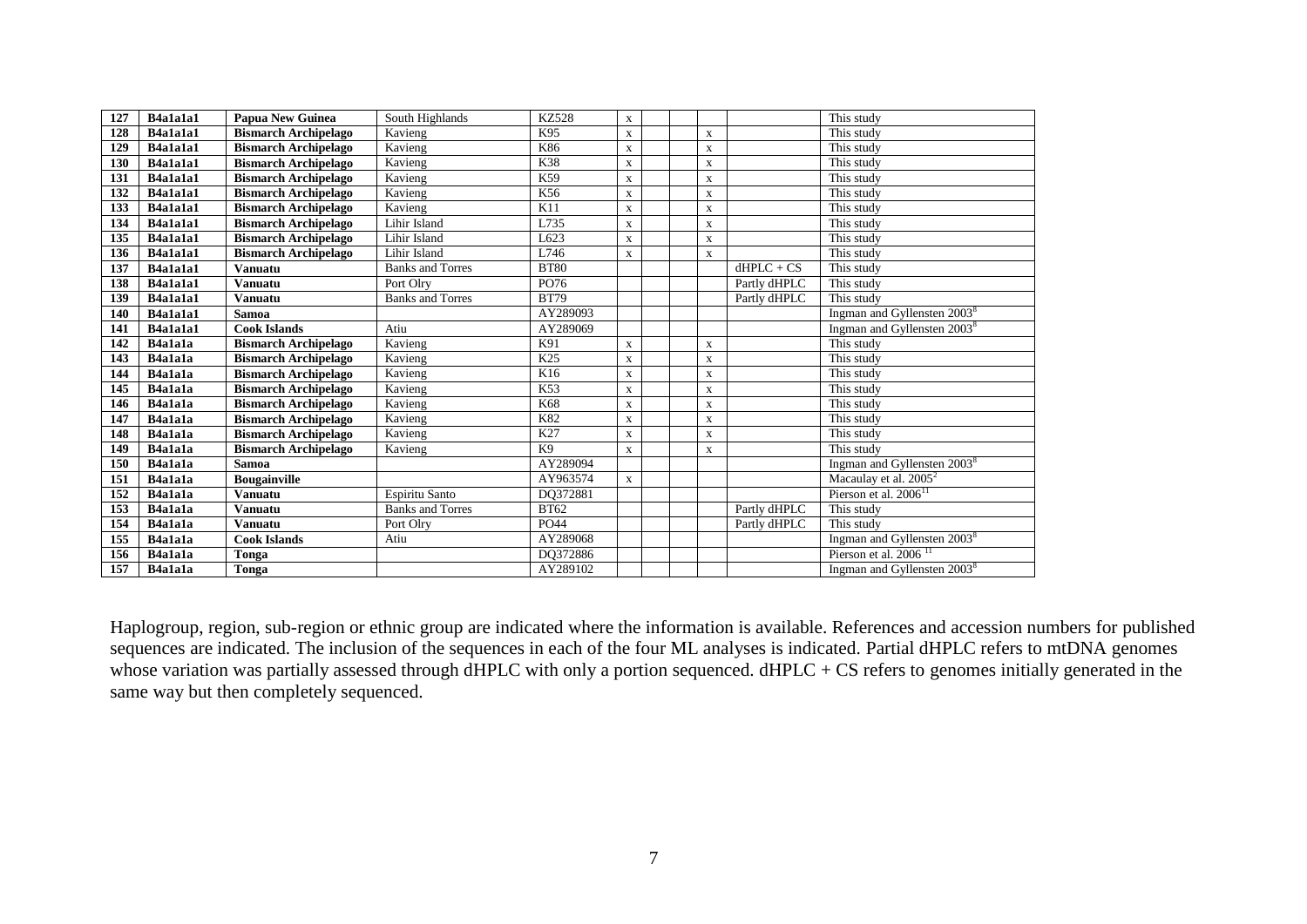| 127 | B4a1a1a1 | Papua New Guinea | South Highlands | KZ528 | x | | | | | This study |
|---|---|---|---|---|---|---|---|---|---|---|
| 128 | B4a1a1a1 | Bismarch Archipelago | Kavieng | K95 | x | | | x | | This study |
| 129 | B4a1a1a1 | Bismarch Archipelago | Kavieng | K86 | x | | | x | | This study |
| 130 | B4a1a1a1 | Bismarch Archipelago | Kavieng | K38 | x | | | x | | This study |
| 131 | B4a1a1a1 | Bismarch Archipelago | Kavieng | K59 | x | | | x | | This study |
| 132 | B4a1a1a1 | Bismarch Archipelago | Kavieng | K56 | x | | | x | | This study |
| 133 | B4a1a1a1 | Bismarch Archipelago | Kavieng | K11 | x | | | x | | This study |
| 134 | B4a1a1a1 | Bismarch Archipelago | Lihir Island | L735 | x | | | x | | This study |
| 135 | B4a1a1a1 | Bismarch Archipelago | Lihir Island | L623 | x | | | x | | This study |
| 136 | B4a1a1a1 | Bismarch Archipelago | Lihir Island | L746 | x | | | x | | This study |
| 137 | B4a1a1a1 | Vanuatu | Banks and Torres | BT80 | | | | | dHPLC + CS | This study |
| 138 | B4a1a1a1 | Vanuatu | Port Olry | PO76 | | | | | Partly dHPLC | This study |
| 139 | B4a1a1a1 | Vanuatu | Banks and Torres | BT79 | | | | | Partly dHPLC | This study |
| 140 | B4a1a1a1 | Samoa | | AY289093 | | | | | | Ingman and Gyllensten 2003[8] |
| 141 | B4a1a1a1 | Cook Islands | Atiu | AY289069 | | | | | | Ingman and Gyllensten 2003[8] |
| 142 | B4a1a1a | Bismarch Archipelago | Kavieng | K91 | x | | | x | | This study |
| 143 | B4a1a1a | Bismarch Archipelago | Kavieng | K25 | x | | | x | | This study |
| 144 | B4a1a1a | Bismarch Archipelago | Kavieng | K16 | x | | | x | | This study |
| 145 | B4a1a1a | Bismarch Archipelago | Kavieng | K53 | x | | | x | | This study |
| 146 | B4a1a1a | Bismarch Archipelago | Kavieng | K68 | x | | | x | | This study |
| 147 | B4a1a1a | Bismarch Archipelago | Kavieng | K82 | x | | | x | | This study |
| 148 | B4a1a1a | Bismarch Archipelago | Kavieng | K27 | x | | | x | | This study |
| 149 | B4a1a1a | Bismarch Archipelago | Kavieng | K9 | x | | | x | | This study |
| 150 | B4a1a1a | Samoa | | AY289094 | | | | | | Ingman and Gyllensten 2003[8] |
| 151 | B4a1a1a | Bougainville | | AY963574 | x | | | | | Macaulay et al. 2005[2] |
| 152 | B4a1a1a | Vanuatu | Espiritu Santo | DQ372881 | | | | | | Pierson et al. 2006[11] |
| 153 | B4a1a1a | Vanuatu | Banks and Torres | BT62 | | | | | Partly dHPLC | This study |
| 154 | B4a1a1a | Vanuatu | Port Olry | PO44 | | | | | Partly dHPLC | This study |
| 155 | B4a1a1a | Cook Islands | Atiu | AY289068 | | | | | | Ingman and Gyllensten 2003[8] |
| 156 | B4a1a1a | Tonga | | DQ372886 | | | | | | Pierson et al. 2006 [11] |
| 157 | B4a1a1a | Tonga | | AY289102 | | | | | | Ingman and Gyllensten 2003[8] |

Haplogroup, region, sub-region or ethnic group are indicated where the information is available. References and accession numbers for published sequences are indicated. The inclusion of the sequences in each of the four ML analyses is indicated. Partial dHPLC refers to mtDNA genomes whose variation was partially assessed through dHPLC with only a portion sequenced. dHPLC + CS refers to genomes initially generated in the same way but then completely sequenced.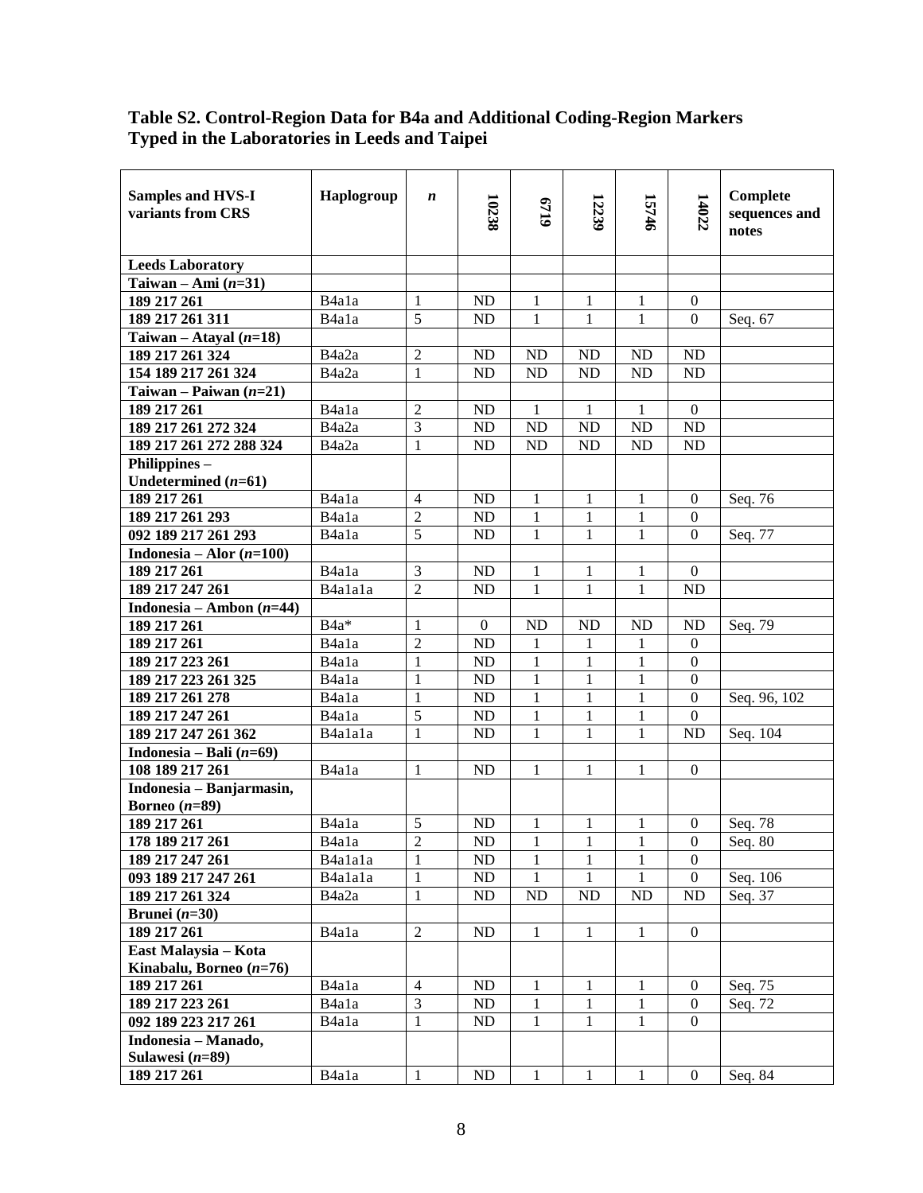## Table S2. Control-Region Data for B4a and Additional Coding-Region Markers Typed in the Laboratories in Leeds and Taipei

| Samples and HVS-I variants from CRS | Haplogroup | *n* | 10238 | 6719 | 12239 | 15746 | 14022 | Complete sequences and notes |
|---|---|---|---|---|---|---|---|---|
| **Leeds Laboratory** | | | | | | | | |
| **Taiwan – Ami (*n*=31)** | | | | | | | | |
| **189 217 261** | B4a1a | 1 | ND | 1 | 1 | 1 | 0 | |
| **189 217 261 311** | B4a1a | 5 | ND | 1 | 1 | 1 | 0 | Seq. 67 |
| **Taiwan – Atayal (*n*=18)** | | | | | | | | |
| **189 217 261 324** | B4a2a | 2 | ND | ND | ND | ND | ND | |
| **154 189 217 261 324** | B4a2a | 1 | ND | ND | ND | ND | ND | |
| **Taiwan – Paiwan (*n*=21)** | | | | | | | | |
| **189 217 261** | B4a1a | 2 | ND | 1 | 1 | 1 | 0 | |
| **189 217 261 272 324** | B4a2a | 3 | ND | ND | ND | ND | ND | |
| **189 217 261 272 288 324** | B4a2a | 1 | ND | ND | ND | ND | ND | |
| **Philippines – Undetermined (*n*=61)** | | | | | | | | |
| **189 217 261** | B4a1a | 4 | ND | 1 | 1 | 1 | 0 | Seq. 76 |
| **189 217 261 293** | B4a1a | 2 | ND | 1 | 1 | 1 | 0 | |
| **092 189 217 261 293** | B4a1a | 5 | ND | 1 | 1 | 1 | 0 | Seq. 77 |
| **Indonesia – Alor (*n*=100)** | | | | | | | | |
| **189 217 261** | B4a1a | 3 | ND | 1 | 1 | 1 | 0 | |
| **189 217 247 261** | B4a1a1a | 2 | ND | 1 | 1 | 1 | ND | |
| **Indonesia – Ambon (*n*=44)** | | | | | | | | |
| **189 217 261** | B4a* | 1 | 0 | ND | ND | ND | ND | Seq. 79 |
| **189 217 261** | B4a1a | 2 | ND | 1 | 1 | 1 | 0 | |
| **189 217 223 261** | B4a1a | 1 | ND | 1 | 1 | 1 | 0 | |
| **189 217 223 261 325** | B4a1a | 1 | ND | 1 | 1 | 1 | 0 | |
| **189 217 261 278** | B4a1a | 1 | ND | 1 | 1 | 1 | 0 | Seq. 96, 102 |
| **189 217 247 261** | B4a1a | 5 | ND | 1 | 1 | 1 | 0 | |
| **189 217 247 261 362** | B4a1a1a | 1 | ND | 1 | 1 | 1 | ND | Seq. 104 |
| **Indonesia – Bali (*n*=69)** | | | | | | | | |
| **108 189 217 261** | B4a1a | 1 | ND | 1 | 1 | 1 | 0 | |
| **Indonesia – Banjarmasin, Borneo (*n*=89)** | | | | | | | | |
| **189 217 261** | B4a1a | 5 | ND | 1 | 1 | 1 | 0 | Seq. 78 |
| **178 189 217 261** | B4a1a | 2 | ND | 1 | 1 | 1 | 0 | Seq. 80 |
| **189 217 247 261** | B4a1a1a | 1 | ND | 1 | 1 | 1 | 0 | |
| **093 189 217 247 261** | B4a1a1a | 1 | ND | 1 | 1 | 1 | 0 | Seq. 106 |
| **189 217 261 324** | B4a2a | 1 | ND | ND | ND | ND | ND | Seq. 37 |
| **Brunei (*n*=30)** | | | | | | | | |
| **189 217 261** | B4a1a | 2 | ND | 1 | 1 | 1 | 0 | |
| **East Malaysia – Kota Kinabalu, Borneo (*n*=76)** | | | | | | | | |
| **189 217 261** | B4a1a | 4 | ND | 1 | 1 | 1 | 0 | Seq. 75 |
| **189 217 223 261** | B4a1a | 3 | ND | 1 | 1 | 1 | 0 | Seq. 72 |
| **092 189 223 217 261** | B4a1a | 1 | ND | 1 | 1 | 1 | 0 | |
| **Indonesia – Manado, Sulawesi (*n*=89)** | | | | | | | | |
| **189 217 261** | B4a1a | 1 | ND | 1 | 1 | 1 | 0 | Seq. 84 |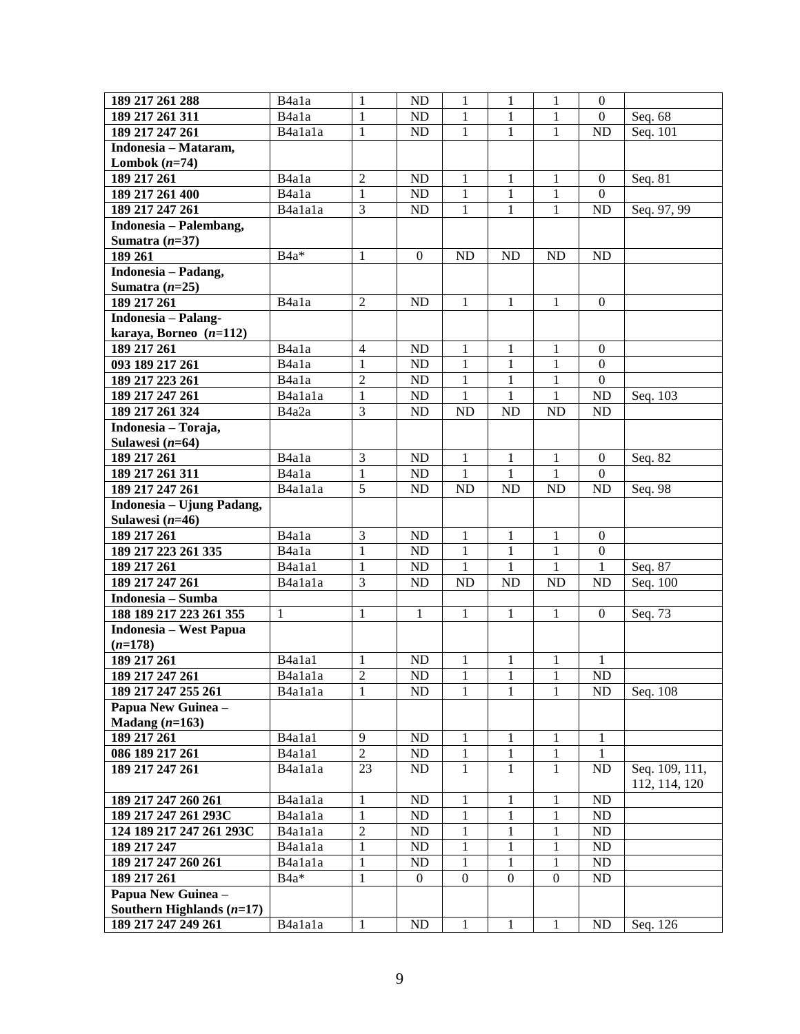| | | | | | | | | |
|---|---|---|---|---|---|---|---|---|
| **189 217 261 288** | B4a1a | 1 | ND | 1 | 1 | 1 | 0 | |
| **189 217 261 311** | B4a1a | 1 | ND | 1 | 1 | 1 | 0 | Seq. 68 |
| **189 217 247 261** | B4a1a1a | 1 | ND | 1 | 1 | 1 | ND | Seq. 101 |
| **Indonesia – Mataram, Lombok (*n*=74)** | | | | | | | | |
| **189 217 261** | B4a1a | 2 | ND | 1 | 1 | 1 | 0 | Seq. 81 |
| **189 217 261 400** | B4a1a | 1 | ND | 1 | 1 | 1 | 0 | |
| **189 217 247 261** | B4a1a1a | 3 | ND | 1 | 1 | 1 | ND | Seq. 97, 99 |
| **Indonesia – Palembang, Sumatra (*n*=37)** | | | | | | | | |
| **189 261** | B4a* | 1 | 0 | ND | ND | ND | ND | |
| **Indonesia – Padang, Sumatra (*n*=25)** | | | | | | | | |
| **189 217 261** | B4a1a | 2 | ND | 1 | 1 | 1 | 0 | |
| **Indonesia – Palang-karaya, Borneo (*n*=112)** | | | | | | | | |
| **189 217 261** | B4a1a | 4 | ND | 1 | 1 | 1 | 0 | |
| **093 189 217 261** | B4a1a | 1 | ND | 1 | 1 | 1 | 0 | |
| **189 217 223 261** | B4a1a | 2 | ND | 1 | 1 | 1 | 0 | |
| **189 217 247 261** | B4a1a1a | 1 | ND | 1 | 1 | 1 | ND | Seq. 103 |
| **189 217 261 324** | B4a2a | 3 | ND | ND | ND | ND | ND | |
| **Indonesia – Toraja, Sulawesi (*n*=64)** | | | | | | | | |
| **189 217 261** | B4a1a | 3 | ND | 1 | 1 | 1 | 0 | Seq. 82 |
| **189 217 261 311** | B4a1a | 1 | ND | 1 | 1 | 1 | 0 | |
| **189 217 247 261** | B4a1a1a | 5 | ND | ND | ND | ND | ND | Seq. 98 |
| **Indonesia – Ujung Padang, Sulawesi (*n*=46)** | | | | | | | | |
| **189 217 261** | B4a1a | 3 | ND | 1 | 1 | 1 | 0 | |
| **189 217 223 261 335** | B4a1a | 1 | ND | 1 | 1 | 1 | 0 | |
| **189 217 261** | B4a1a1 | 1 | ND | 1 | 1 | 1 | 1 | Seq. 87 |
| **189 217 247 261** | B4a1a1a | 3 | ND | ND | ND | ND | ND | Seq. 100 |
| **Indonesia – Sumba** | | | | | | | | |
| **188 189 217 223 261 355** | 1 | 1 | 1 | 1 | 1 | 1 | 0 | Seq. 73 |
| **Indonesia – West Papua (*n*=178)** | | | | | | | | |
| **189 217 261** | B4a1a1 | 1 | ND | 1 | 1 | 1 | 1 | |
| **189 217 247 261** | B4a1a1a | 2 | ND | 1 | 1 | 1 | ND | |
| **189 217 247 255 261** | B4a1a1a | 1 | ND | 1 | 1 | 1 | ND | Seq. 108 |
| **Papua New Guinea – Madang (*n*=163)** | | | | | | | | |
| **189 217 261** | B4a1a1 | 9 | ND | 1 | 1 | 1 | 1 | |
| **086 189 217 261** | B4a1a1 | 2 | ND | 1 | 1 | 1 | 1 | |
| **189 217 247 261** | B4a1a1a | 23 | ND | 1 | 1 | 1 | ND | Seq. 109, 111, 112, 114, 120 |
| **189 217 247 260 261** | B4a1a1a | 1 | ND | 1 | 1 | 1 | ND | |
| **189 217 247 261 293C** | B4a1a1a | 1 | ND | 1 | 1 | 1 | ND | |
| **124 189 217 247 261 293C** | B4a1a1a | 2 | ND | 1 | 1 | 1 | ND | |
| **189 217 247** | B4a1a1a | 1 | ND | 1 | 1 | 1 | ND | |
| **189 217 247 260 261** | B4a1a1a | 1 | ND | 1 | 1 | 1 | ND | |
| **189 217 261** | B4a* | 1 | 0 | 0 | 0 | 0 | ND | |
| **Papua New Guinea – Southern Highlands (*n*=17)** | | | | | | | | |
| **189 217 247 249 261** | B4a1a1a | 1 | ND | 1 | 1 | 1 | ND | Seq. 126 |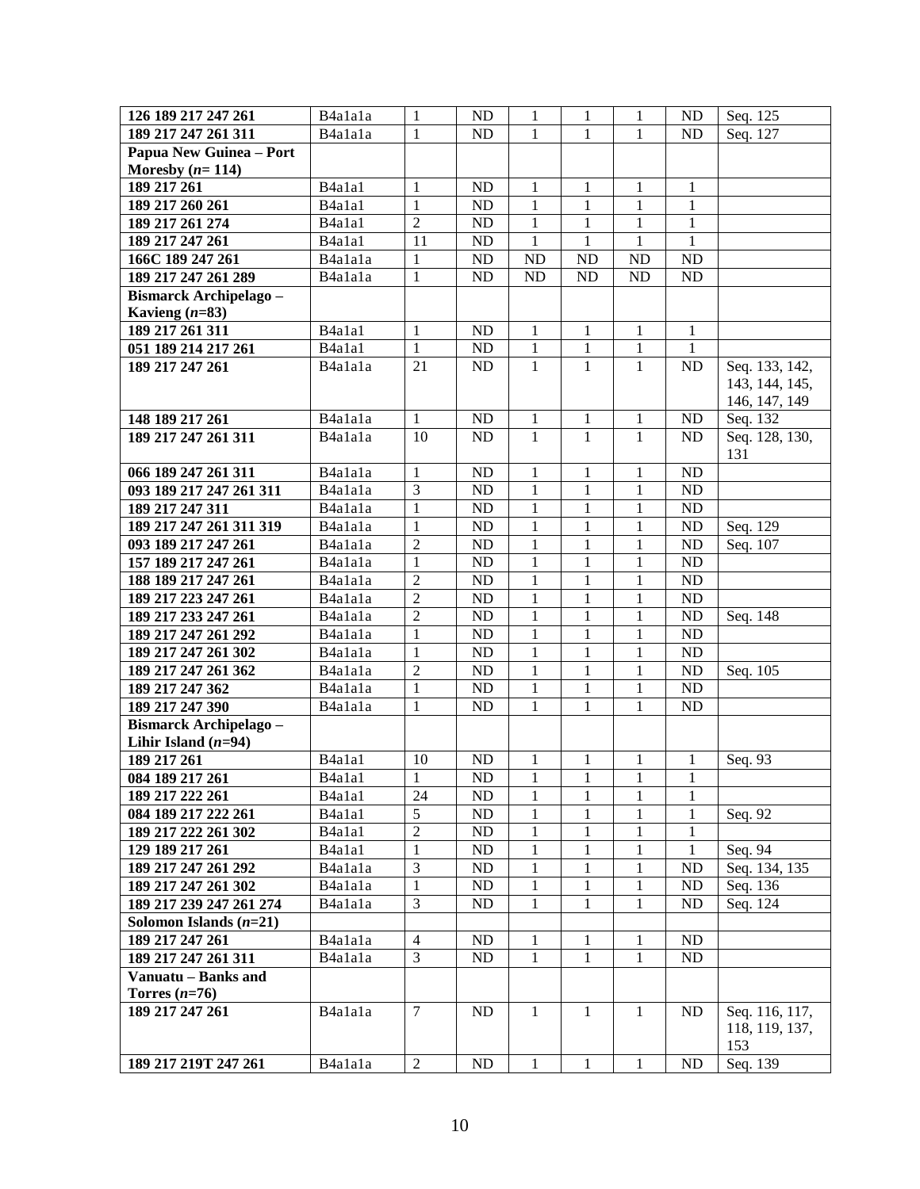| | | | | | | | | |
|---|---|---|---|---|---|---|---|---|
| **126 189 217 247 261** | B4a1a1a | 1 | ND | 1 | 1 | 1 | ND | Seq. 125 |
| **189 217 247 261 311** | B4a1a1a | 1 | ND | 1 | 1 | 1 | ND | Seq. 127 |
| **Papua New Guinea – Port Moresby (*n*= 114)** | | | | | | | | |
| **189 217 261** | B4a1a1 | 1 | ND | 1 | 1 | 1 | 1 | |
| **189 217 260 261** | B4a1a1 | 1 | ND | 1 | 1 | 1 | 1 | |
| **189 217 261 274** | B4a1a1 | 2 | ND | 1 | 1 | 1 | 1 | |
| **189 217 247 261** | B4a1a1 | 11 | ND | 1 | 1 | 1 | 1 | |
| **166C 189 247 261** | B4a1a1a | 1 | ND | ND | ND | ND | ND | |
| **189 217 247 261 289** | B4a1a1a | 1 | ND | ND | ND | ND | ND | |
| **Bismarck Archipelago – Kavieng (*n*=83)** | | | | | | | | |
| **189 217 261 311** | B4a1a1 | 1 | ND | 1 | 1 | 1 | 1 | |
| **051 189 214 217 261** | B4a1a1 | 1 | ND | 1 | 1 | 1 | 1 | |
| **189 217 247 261** | B4a1a1a | 21 | ND | 1 | 1 | 1 | ND | Seq. 133, 142, 143, 144, 145, 146, 147, 149 |
| **148 189 217 261** | B4a1a1a | 1 | ND | 1 | 1 | 1 | ND | Seq. 132 |
| **189 217 247 261 311** | B4a1a1a | 10 | ND | 1 | 1 | 1 | ND | Seq. 128, 130, 131 |
| **066 189 247 261 311** | B4a1a1a | 1 | ND | 1 | 1 | 1 | ND | |
| **093 189 217 247 261 311** | B4a1a1a | 3 | ND | 1 | 1 | 1 | ND | |
| **189 217 247 311** | B4a1a1a | 1 | ND | 1 | 1 | 1 | ND | |
| **189 217 247 261 311 319** | B4a1a1a | 1 | ND | 1 | 1 | 1 | ND | Seq. 129 |
| **093 189 217 247 261** | B4a1a1a | 2 | ND | 1 | 1 | 1 | ND | Seq. 107 |
| **157 189 217 247 261** | B4a1a1a | 1 | ND | 1 | 1 | 1 | ND | |
| **188 189 217 247 261** | B4a1a1a | 2 | ND | 1 | 1 | 1 | ND | |
| **189 217 223 247 261** | B4a1a1a | 2 | ND | 1 | 1 | 1 | ND | |
| **189 217 233 247 261** | B4a1a1a | 2 | ND | 1 | 1 | 1 | ND | Seq. 148 |
| **189 217 247 261 292** | B4a1a1a | 1 | ND | 1 | 1 | 1 | ND | |
| **189 217 247 261 302** | B4a1a1a | 1 | ND | 1 | 1 | 1 | ND | |
| **189 217 247 261 362** | B4a1a1a | 2 | ND | 1 | 1 | 1 | ND | Seq. 105 |
| **189 217 247 362** | B4a1a1a | 1 | ND | 1 | 1 | 1 | ND | |
| **189 217 247 390** | B4a1a1a | 1 | ND | 1 | 1 | 1 | ND | |
| **Bismarck Archipelago – Lihir Island (*n*=94)** | | | | | | | | |
| **189 217 261** | B4a1a1 | 10 | ND | 1 | 1 | 1 | 1 | Seq. 93 |
| **084 189 217 261** | B4a1a1 | 1 | ND | 1 | 1 | 1 | 1 | |
| **189 217 222 261** | B4a1a1 | 24 | ND | 1 | 1 | 1 | 1 | |
| **084 189 217 222 261** | B4a1a1 | 5 | ND | 1 | 1 | 1 | 1 | Seq. 92 |
| **189 217 222 261 302** | B4a1a1 | 2 | ND | 1 | 1 | 1 | 1 | |
| **129 189 217 261** | B4a1a1 | 1 | ND | 1 | 1 | 1 | 1 | Seq. 94 |
| **189 217 247 261 292** | B4a1a1a | 3 | ND | 1 | 1 | 1 | ND | Seq. 134, 135 |
| **189 217 247 261 302** | B4a1a1a | 1 | ND | 1 | 1 | 1 | ND | Seq. 136 |
| **189 217 239 247 261 274** | B4a1a1a | 3 | ND | 1 | 1 | 1 | ND | Seq. 124 |
| **Solomon Islands (*n*=21)** | | | | | | | | |
| **189 217 247 261** | B4a1a1a | 4 | ND | 1 | 1 | 1 | ND | |
| **189 217 247 261 311** | B4a1a1a | 3 | ND | 1 | 1 | 1 | ND | |
| **Vanuatu – Banks and Torres (*n*=76)** | | | | | | | | |
| **189 217 247 261** | B4a1a1a | 7 | ND | 1 | 1 | 1 | ND | Seq. 116, 117, 118, 119, 137, 153 |
| **189 217 219T 247 261** | B4a1a1a | 2 | ND | 1 | 1 | 1 | ND | Seq. 139 |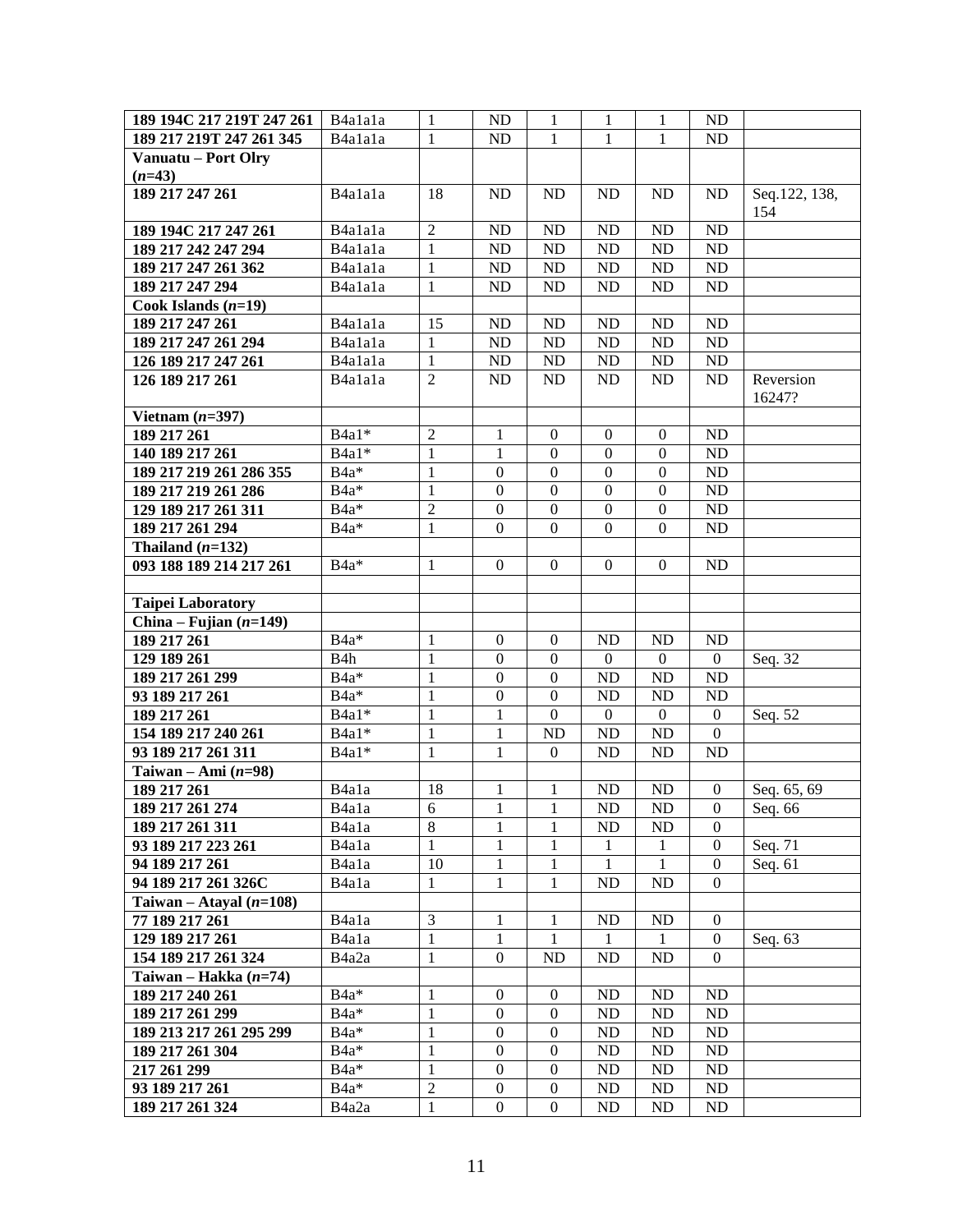| | | | | | | | | |
|---|---|---|---|---|---|---|---|---|
| **189 194C 217 219T 247 261** | B4a1a1a | 1 | ND | 1 | 1 | 1 | ND | |
| **189 217 219T 247 261 345** | B4a1a1a | 1 | ND | 1 | 1 | 1 | ND | |
| **Vanuatu – Port Olry (*n*=43)** | | | | | | | | |
| **189 217 247 261** | B4a1a1a | 18 | ND | ND | ND | ND | ND | Seq.122, 138, 154 |
| **189 194C 217 247 261** | B4a1a1a | 2 | ND | ND | ND | ND | ND | |
| **189 217 242 247 294** | B4a1a1a | 1 | ND | ND | ND | ND | ND | |
| **189 217 247 261 362** | B4a1a1a | 1 | ND | ND | ND | ND | ND | |
| **189 217 247 294** | B4a1a1a | 1 | ND | ND | ND | ND | ND | |
| **Cook Islands (*n*=19)** | | | | | | | | |
| **189 217 247 261** | B4a1a1a | 15 | ND | ND | ND | ND | ND | |
| **189 217 247 261 294** | B4a1a1a | 1 | ND | ND | ND | ND | ND | |
| **126 189 217 247 261** | B4a1a1a | 1 | ND | ND | ND | ND | ND | |
| **126 189 217 261** | B4a1a1a | 2 | ND | ND | ND | ND | ND | Reversion 16247? |
| **Vietnam (*n*=397)** | | | | | | | | |
| **189 217 261** | B4a1* | 2 | 1 | 0 | 0 | 0 | ND | |
| **140 189 217 261** | B4a1* | 1 | 1 | 0 | 0 | 0 | ND | |
| **189 217 219 261 286 355** | B4a* | 1 | 0 | 0 | 0 | 0 | ND | |
| **189 217 219 261 286** | B4a* | 1 | 0 | 0 | 0 | 0 | ND | |
| **129 189 217 261 311** | B4a* | 2 | 0 | 0 | 0 | 0 | ND | |
| **189 217 261 294** | B4a* | 1 | 0 | 0 | 0 | 0 | ND | |
| **Thailand (*n*=132)** | | | | | | | | |
| **093 188 189 214 217 261** | B4a* | 1 | 0 | 0 | 0 | 0 | ND | |
| | | | | | | | | |
| **Taipei Laboratory** | | | | | | | | |
| **China – Fujian (*n*=149)** | | | | | | | | |
| **189 217 261** | B4a* | 1 | 0 | 0 | ND | ND | ND | |
| **129 189 261** | B4h | 1 | 0 | 0 | 0 | 0 | 0 | Seq. 32 |
| **189 217 261 299** | B4a* | 1 | 0 | 0 | ND | ND | ND | |
| **93 189 217 261** | B4a* | 1 | 0 | 0 | ND | ND | ND | |
| **189 217 261** | B4a1* | 1 | 1 | 0 | 0 | 0 | 0 | Seq. 52 |
| **154 189 217 240 261** | B4a1* | 1 | 1 | ND | ND | ND | 0 | |
| **93 189 217 261 311** | B4a1* | 1 | 1 | 0 | ND | ND | ND | |
| **Taiwan – Ami (*n*=98)** | | | | | | | | |
| **189 217 261** | B4a1a | 18 | 1 | 1 | ND | ND | 0 | Seq. 65, 69 |
| **189 217 261 274** | B4a1a | 6 | 1 | 1 | ND | ND | 0 | Seq. 66 |
| **189 217 261 311** | B4a1a | 8 | 1 | 1 | ND | ND | 0 | |
| **93 189 217 223 261** | B4a1a | 1 | 1 | 1 | 1 | 1 | 0 | Seq. 71 |
| **94 189 217 261** | B4a1a | 10 | 1 | 1 | 1 | 1 | 0 | Seq. 61 |
| **94 189 217 261 326C** | B4a1a | 1 | 1 | 1 | ND | ND | 0 | |
| **Taiwan – Atayal (*n*=108)** | | | | | | | | |
| **77 189 217 261** | B4a1a | 3 | 1 | 1 | ND | ND | 0 | |
| **129 189 217 261** | B4a1a | 1 | 1 | 1 | 1 | 1 | 0 | Seq. 63 |
| **154 189 217 261 324** | B4a2a | 1 | 0 | ND | ND | ND | 0 | |
| **Taiwan – Hakka (*n*=74)** | | | | | | | | |
| **189 217 240 261** | B4a* | 1 | 0 | 0 | ND | ND | ND | |
| **189 217 261 299** | B4a* | 1 | 0 | 0 | ND | ND | ND | |
| **189 213 217 261 295 299** | B4a* | 1 | 0 | 0 | ND | ND | ND | |
| **189 217 261 304** | B4a* | 1 | 0 | 0 | ND | ND | ND | |
| **217 261 299** | B4a* | 1 | 0 | 0 | ND | ND | ND | |
| **93 189 217 261** | B4a* | 2 | 0 | 0 | ND | ND | ND | |
| **189 217 261 324** | B4a2a | 1 | 0 | 0 | ND | ND | ND | |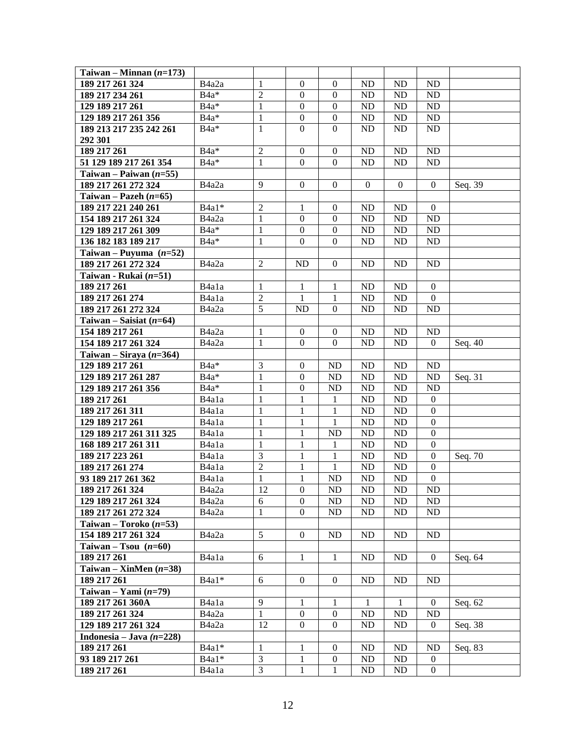| Taiwan – Minnan (*n*=173) | | | | | | | | |
|---|---|---|---|---|---|---|---|---|
| **189 217 261 324** | B4a2a | 1 | 0 | 0 | ND | ND | ND | |
| **189 217 234 261** | B4a* | 2 | 0 | 0 | ND | ND | ND | |
| **129 189 217 261** | B4a* | 1 | 0 | 0 | ND | ND | ND | |
| **129 189 217 261 356** | B4a* | 1 | 0 | 0 | ND | ND | ND | |
| **189 213 217 235 242 261 292 301** | B4a* | 1 | 0 | 0 | ND | ND | ND | |
| **189 217 261** | B4a* | 2 | 0 | 0 | ND | ND | ND | |
| **51 129 189 217 261 354** | B4a* | 1 | 0 | 0 | ND | ND | ND | |
| **Taiwan – Paiwan (*n*=55)** | | | | | | | | |
| **189 217 261 272 324** | B4a2a | 9 | 0 | 0 | 0 | 0 | 0 | Seq. 39 |
| **Taiwan – Pazeh (*n*=65)** | | | | | | | | |
| **189 217 221 240 261** | B4a1* | 2 | 1 | 0 | ND | ND | 0 | |
| **154 189 217 261 324** | B4a2a | 1 | 0 | 0 | ND | ND | ND | |
| **129 189 217 261 309** | B4a* | 1 | 0 | 0 | ND | ND | ND | |
| **136 182 183 189 217** | B4a* | 1 | 0 | 0 | ND | ND | ND | |
| **Taiwan – Puyuma (*n*=52)** | | | | | | | | |
| **189 217 261 272 324** | B4a2a | 2 | ND | 0 | ND | ND | ND | |
| **Taiwan - Rukai (*n*=51)** | | | | | | | | |
| **189 217 261** | B4a1a | 1 | 1 | 1 | ND | ND | 0 | |
| **189 217 261 274** | B4a1a | 2 | 1 | 1 | ND | ND | 0 | |
| **189 217 261 272 324** | B4a2a | 5 | ND | 0 | ND | ND | ND | |
| **Taiwan – Saisiat (*n*=64)** | | | | | | | | |
| **154 189 217 261** | B4a2a | 1 | 0 | 0 | ND | ND | ND | |
| **154 189 217 261 324** | B4a2a | 1 | 0 | 0 | ND | ND | 0 | Seq. 40 |
| **Taiwan – Siraya (*n*=364)** | | | | | | | | |
| **129 189 217 261** | B4a* | 3 | 0 | ND | ND | ND | ND | |
| **129 189 217 261 287** | B4a* | 1 | 0 | ND | ND | ND | ND | Seq. 31 |
| **129 189 217 261 356** | B4a* | 1 | 0 | ND | ND | ND | ND | |
| **189 217 261** | B4a1a | 1 | 1 | 1 | ND | ND | 0 | |
| **189 217 261 311** | B4a1a | 1 | 1 | 1 | ND | ND | 0 | |
| **129 189 217 261** | B4a1a | 1 | 1 | 1 | ND | ND | 0 | |
| **129 189 217 261 311 325** | B4a1a | 1 | 1 | ND | ND | ND | 0 | |
| **168 189 217 261 311** | B4a1a | 1 | 1 | 1 | ND | ND | 0 | |
| **189 217 223 261** | B4a1a | 3 | 1 | 1 | ND | ND | 0 | Seq. 70 |
| **189 217 261 274** | B4a1a | 2 | 1 | 1 | ND | ND | 0 | |
| **93 189 217 261 362** | B4a1a | 1 | 1 | ND | ND | ND | 0 | |
| **189 217 261 324** | B4a2a | 12 | 0 | ND | ND | ND | ND | |
| **129 189 217 261 324** | B4a2a | 6 | 0 | ND | ND | ND | ND | |
| **189 217 261 272 324** | B4a2a | 1 | 0 | ND | ND | ND | ND | |
| **Taiwan – Toroko (*n*=53)** | | | | | | | | |
| **154 189 217 261 324** | B4a2a | 5 | 0 | ND | ND | ND | ND | |
| **Taiwan – Tsou (*n*=60)** | | | | | | | | |
| **189 217 261** | B4a1a | 6 | 1 | 1 | ND | ND | 0 | Seq. 64 |
| **Taiwan – XinMen (*n*=38)** | | | | | | | | |
| **189 217 261** | B4a1* | 6 | 0 | 0 | ND | ND | ND | |
| **Taiwan – Yami (*n*=79)** | | | | | | | | |
| **189 217 261 360A** | B4a1a | 9 | 1 | 1 | 1 | 1 | 0 | Seq. 62 |
| **189 217 261 324** | B4a2a | 1 | 0 | 0 | ND | ND | ND | |
| **129 189 217 261 324** | B4a2a | 12 | 0 | 0 | ND | ND | 0 | Seq. 38 |
| **Indonesia – Java (*n*=228)** | | | | | | | | |
| **189 217 261** | B4a1* | 1 | 1 | 0 | ND | ND | ND | Seq. 83 |
| **93 189 217 261** | B4a1* | 3 | 1 | 0 | ND | ND | 0 | |
| **189 217 261** | B4a1a | 3 | 1 | 1 | ND | ND | 0 | |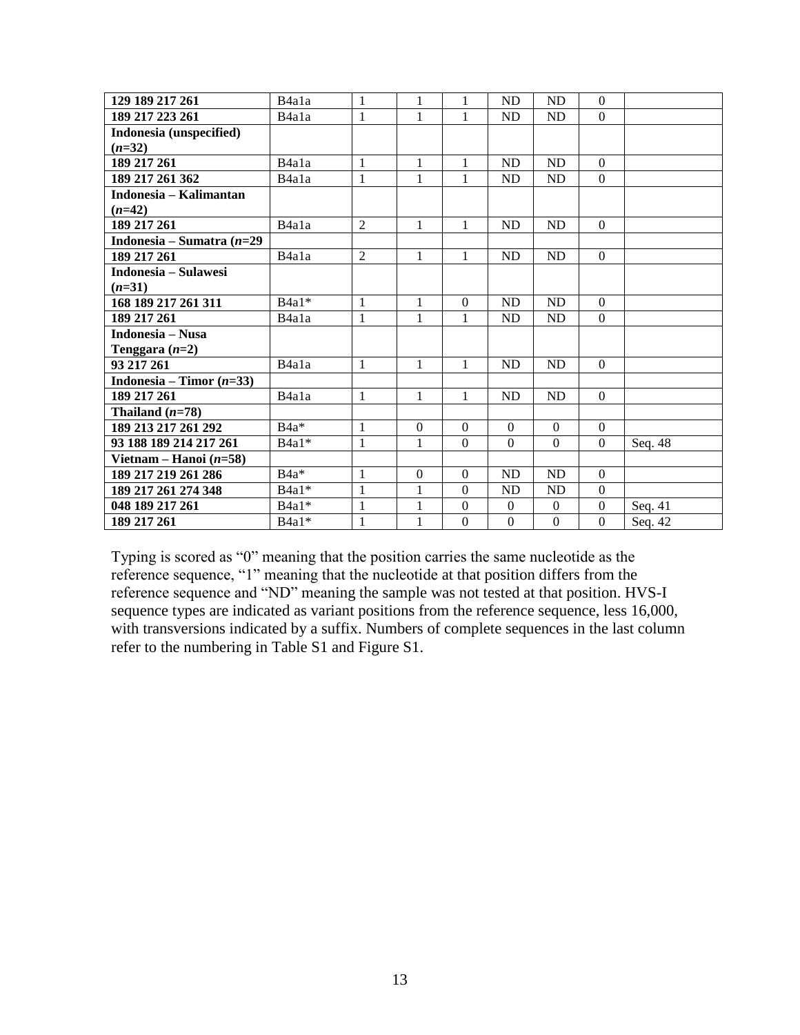| | | | | | | | | |
|---|---|---|---|---|---|---|---|---|
| **129 189 217 261** | B4a1a | 1 | 1 | 1 | ND | ND | 0 | |
| **189 217 223 261** | B4a1a | 1 | 1 | 1 | ND | ND | 0 | |
| **Indonesia (unspecified) (*n*=32)** | | | | | | | | |
| **189 217 261** | B4a1a | 1 | 1 | 1 | ND | ND | 0 | |
| **189 217 261 362** | B4a1a | 1 | 1 | 1 | ND | ND | 0 | |
| **Indonesia – Kalimantan (*n*=42)** | | | | | | | | |
| **189 217 261** | B4a1a | 2 | 1 | 1 | ND | ND | 0 | |
| **Indonesia – Sumatra (*n*=29** | | | | | | | | |
| **189 217 261** | B4a1a | 2 | 1 | 1 | ND | ND | 0 | |
| **Indonesia – Sulawesi (*n*=31)** | | | | | | | | |
| **168 189 217 261 311** | B4a1* | 1 | 1 | 0 | ND | ND | 0 | |
| **189 217 261** | B4a1a | 1 | 1 | 1 | ND | ND | 0 | |
| **Indonesia – Nusa Tenggara (*n*=2)** | | | | | | | | |
| **93 217 261** | B4a1a | 1 | 1 | 1 | ND | ND | 0 | |
| **Indonesia – Timor (*n*=33)** | | | | | | | | |
| **189 217 261** | B4a1a | 1 | 1 | 1 | ND | ND | 0 | |
| **Thailand (*n*=78)** | | | | | | | | |
| **189 213 217 261 292** | B4a* | 1 | 0 | 0 | 0 | 0 | 0 | |
| **93 188 189 214 217 261** | B4a1* | 1 | 1 | 0 | 0 | 0 | 0 | Seq. 48 |
| **Vietnam – Hanoi (*n*=58)** | | | | | | | | |
| **189 217 219 261 286** | B4a* | 1 | 0 | 0 | ND | ND | 0 | |
| **189 217 261 274 348** | B4a1* | 1 | 1 | 0 | ND | ND | 0 | |
| **048 189 217 261** | B4a1* | 1 | 1 | 0 | 0 | 0 | 0 | Seq. 41 |
| **189 217 261** | B4a1* | 1 | 1 | 0 | 0 | 0 | 0 | Seq. 42 |

Typing is scored as "0" meaning that the position carries the same nucleotide as the reference sequence, "1" meaning that the nucleotide at that position differs from the reference sequence and "ND" meaning the sample was not tested at that position. HVS-I sequence types are indicated as variant positions from the reference sequence, less 16,000, with transversions indicated by a suffix. Numbers of complete sequences in the last column refer to the numbering in Table S1 and Figure S1.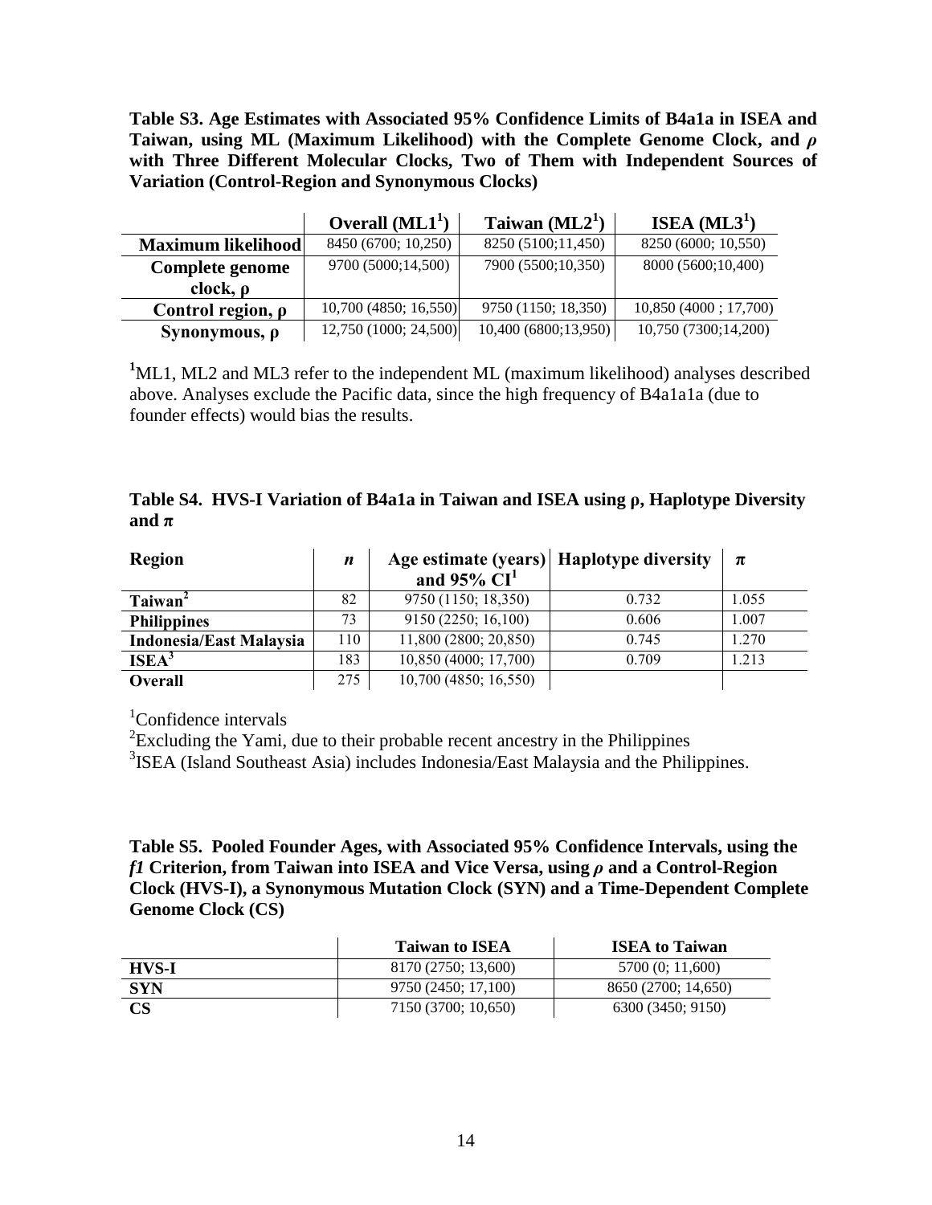**Table S3. Age Estimates with Associated 95% Confidence Limits of B4a1a in ISEA and Taiwan, using ML (Maximum Likelihood) with the Complete Genome Clock, and $\rho$ with Three Different Molecular Clocks, Two of Them with Independent Sources of Variation (Control-Region and Synonymous Clocks)**

| | Overall (ML1[1]) | Taiwan (ML2[1]) | ISEA (ML3[1]) |
|---|---|---|---|
| **Maximum likelihood** | 8450 (6700; 10,250) | 8250 (5100;11,450) | 8250 (6000; 10,550) |
| **Complete genome clock, $\rho$** | 9700 (5000;14,500) | 7900 (5500;10,350) | 8000 (5600;10,400) |
| **Control region, $\rho$** | 10,700 (4850; 16,550) | 9750 (1150; 18,350) | 10,850 (4000 ; 17,700) |
| **Synonymous, $\rho$** | 12,750 (1000; 24,500) | 10,400 (6800;13,950) | 10,750 (7300;14,200) |

[1]ML1, ML2 and ML3 refer to the independent ML (maximum likelihood) analyses described above. Analyses exclude the Pacific data, since the high frequency of B4a1a1a (due to founder effects) would bias the results.

**Table S4. HVS-I Variation of B4a1a in Taiwan and ISEA using $\rho$, Haplotype Diversity and $\pi$**

| Region | $n$ | Age estimate (years) and 95% CI[1] | Haplotype diversity | $\pi$ |
|---|---|---|---|---|
| **Taiwan[2]** | 82 | 9750 (1150; 18,350) | 0.732 | 1.055 |
| **Philippines** | 73 | 9150 (2250; 16,100) | 0.606 | 1.007 |
| **Indonesia/East Malaysia** | 110 | 11,800 (2800; 20,850) | 0.745 | 1.270 |
| **ISEA[3]** | 183 | 10,850 (4000; 17,700) | 0.709 | 1.213 |
| **Overall** | 275 | 10,700 (4850; 16,550) | | |

[1]Confidence intervals
[2]Excluding the Yami, due to their probable recent ancestry in the Philippines
[3]ISEA (Island Southeast Asia) includes Indonesia/East Malaysia and the Philippines.

**Table S5. Pooled Founder Ages, with Associated 95% Confidence Intervals, using the *f1* Criterion, from Taiwan into ISEA and Vice Versa, using $\rho$ and a Control-Region Clock (HVS-I), a Synonymous Mutation Clock (SYN) and a Time-Dependent Complete Genome Clock (CS)**

| | Taiwan to ISEA | ISEA to Taiwan |
|---|---|---|
| **HVS-I** | 8170 (2750; 13,600) | 5700 (0; 11,600) |
| **SYN** | 9750 (2450; 17,100) | 8650 (2700; 14,650) |
| **CS** | 7150 (3700; 10,650) | 6300 (3450; 9150) |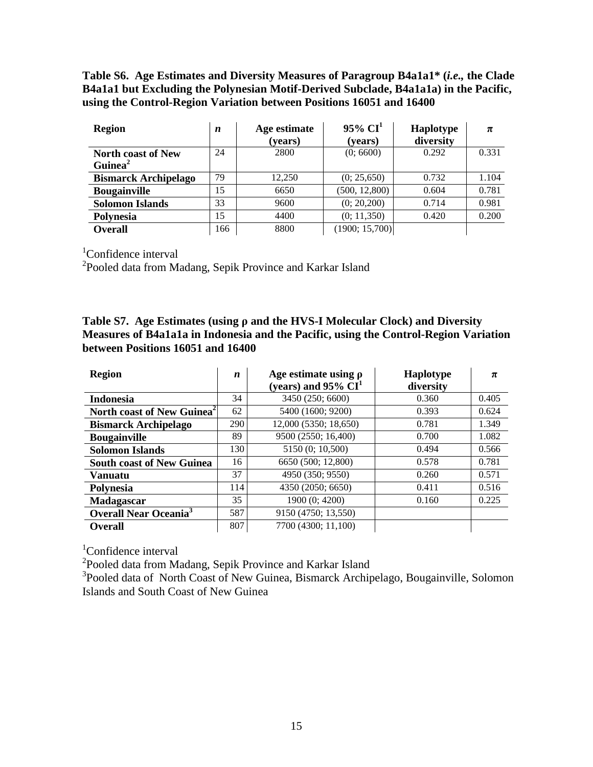**Table S6. Age Estimates and Diversity Measures of Paragroup B4a1a1* (*i.e.*, the Clade B4a1a1 but Excluding the Polynesian Motif-Derived Subclade, B4a1a1a) in the Pacific, using the Control-Region Variation between Positions 16051 and 16400**

| Region | *n* | Age estimate (years) | 95% CI[1] (years) | Haplotype diversity | $\pi$ |
|---|---|---|---|---|---|
| **North coast of New Guinea[2]** | 24 | 2800 | (0; 6600) | 0.292 | 0.331 |
| **Bismarck Archipelago** | 79 | 12,250 | (0; 25,650) | 0.732 | 1.104 |
| **Bougainville** | 15 | 6650 | (500, 12,800) | 0.604 | 0.781 |
| **Solomon Islands** | 33 | 9600 | (0; 20,200) | 0.714 | 0.981 |
| **Polynesia** | 15 | 4400 | (0; 11,350) | 0.420 | 0.200 |
| **Overall** | 166 | 8800 | (1900; 15,700) | | |

[1]Confidence interval
[2]Pooled data from Madang, Sepik Province and Karkar Island

**Table S7. Age Estimates (using ρ and the HVS-I Molecular Clock) and Diversity Measures of B4a1a1a in Indonesia and the Pacific, using the Control-Region Variation between Positions 16051 and 16400**

| Region | *n* | Age estimate using ρ (years) and 95% CI[1] | Haplotype diversity | $\pi$ |
|---|---|---|---|---|
| **Indonesia** | 34 | 3450 (250; 6600) | 0.360 | 0.405 |
| **North coast of New Guinea[2]** | 62 | 5400 (1600; 9200) | 0.393 | 0.624 |
| **Bismarck Archipelago** | 290 | 12,000 (5350; 18,650) | 0.781 | 1.349 |
| **Bougainville** | 89 | 9500 (2550; 16,400) | 0.700 | 1.082 |
| **Solomon Islands** | 130 | 5150 (0; 10,500) | 0.494 | 0.566 |
| **South coast of New Guinea** | 16 | 6650 (500; 12,800) | 0.578 | 0.781 |
| **Vanuatu** | 37 | 4950 (350; 9550) | 0.260 | 0.571 |
| **Polynesia** | 114 | 4350 (2050; 6650) | 0.411 | 0.516 |
| **Madagascar** | 35 | 1900 (0; 4200) | 0.160 | 0.225 |
| **Overall Near Oceania[3]** | 587 | 9150 (4750; 13,550) | | |
| **Overall** | 807 | 7700 (4300; 11,100) | | |

[1]Confidence interval
[2]Pooled data from Madang, Sepik Province and Karkar Island
[3]Pooled data of North Coast of New Guinea, Bismarck Archipelago, Bougainville, Solomon Islands and South Coast of New Guinea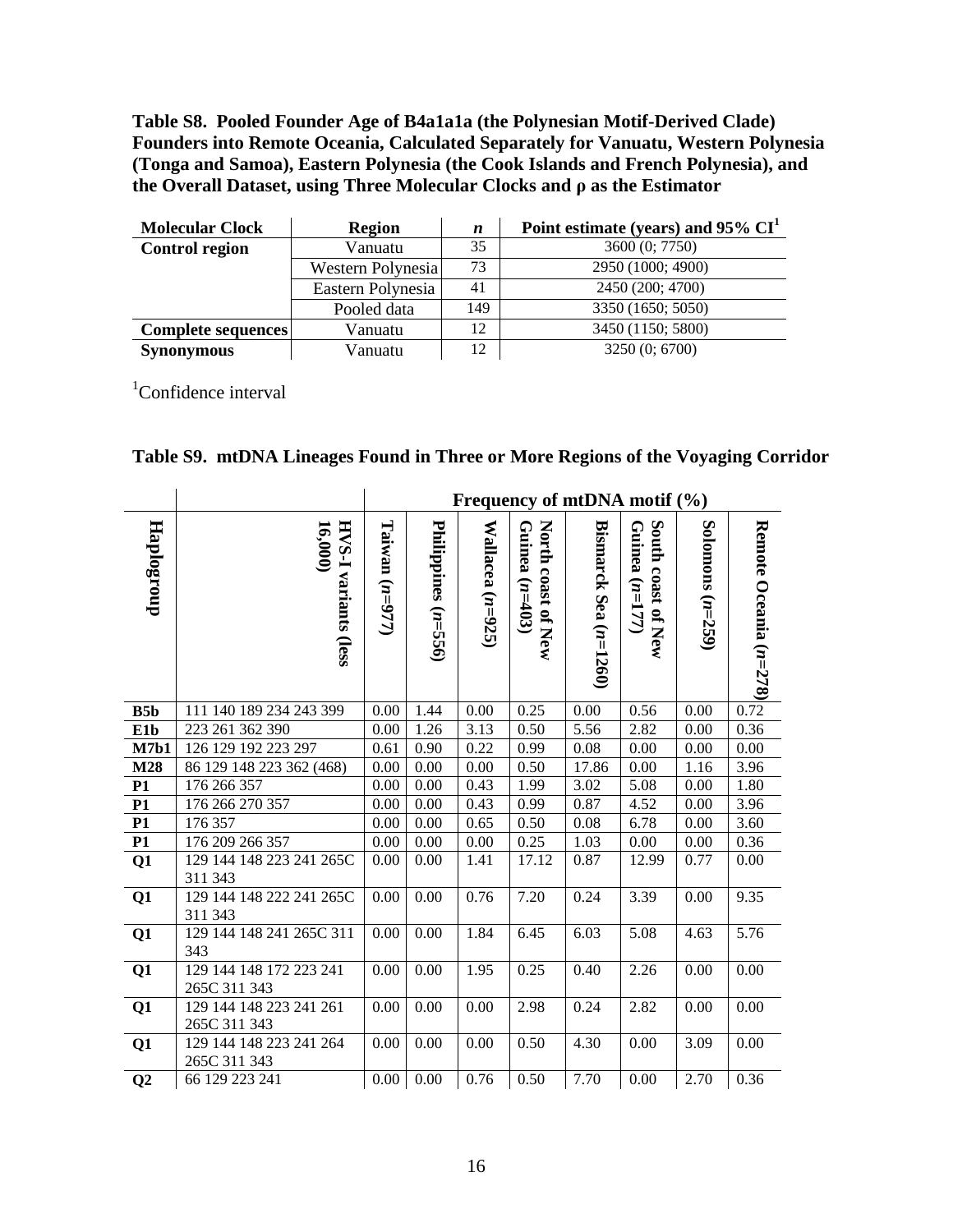**Table S8. Pooled Founder Age of B4a1a1a (the Polynesian Motif-Derived Clade) Founders into Remote Oceania, Calculated Separately for Vanuatu, Western Polynesia (Tonga and Samoa), Eastern Polynesia (the Cook Islands and French Polynesia), and the Overall Dataset, using Three Molecular Clocks and ρ as the Estimator**

| Molecular Clock | Region | *n* | Point estimate (years) and 95% CI[1] |
|---|---|---|---|
| **Control region** | Vanuatu | 35 | 3600 (0; 7750) |
| | Western Polynesia | 73 | 2950 (1000; 4900) |
| | Eastern Polynesia | 41 | 2450 (200; 4700) |
| | Pooled data | 149 | 3350 (1650; 5050) |
| **Complete sequences** | Vanuatu | 12 | 3450 (1150; 5800) |
| **Synonymous** | Vanuatu | 12 | 3250 (0; 6700) |

[1]Confidence interval

**Table S9. mtDNA Lineages Found in Three or More Regions of the Voyaging Corridor**

| | | Frequency of mtDNA motif (%) | | | | | | | |
|---|---|---|---|---|---|---|---|---|---|
| **Haplogroup** | **HVS-I variants (less 16,000)** | **Taiwan (*n*=977)** | **Philippines (*n*=556)** | **Wallacea (*n*=925)** | **North coast of New Guinea (*n*=403)** | **Bismarck Sea (*n*=1260)** | **South coast of New Guinea (*n*=177)** | **Solomons (*n*=259)** | **Remote Oceania (*n*=278)** |
| **B5b** | 111 140 189 234 243 399 | 0.00 | 1.44 | 0.00 | 0.25 | 0.00 | 0.56 | 0.00 | 0.72 |
| **E1b** | 223 261 362 390 | 0.00 | 1.26 | 3.13 | 0.50 | 5.56 | 2.82 | 0.00 | 0.36 |
| **M7b1** | 126 129 192 223 297 | 0.61 | 0.90 | 0.22 | 0.99 | 0.08 | 0.00 | 0.00 | 0.00 |
| **M28** | 86 129 148 223 362 (468) | 0.00 | 0.00 | 0.00 | 0.50 | 17.86 | 0.00 | 1.16 | 3.96 |
| **P1** | 176 266 357 | 0.00 | 0.00 | 0.43 | 1.99 | 3.02 | 5.08 | 0.00 | 1.80 |
| **P1** | 176 266 270 357 | 0.00 | 0.00 | 0.43 | 0.99 | 0.87 | 4.52 | 0.00 | 3.96 |
| **P1** | 176 357 | 0.00 | 0.00 | 0.65 | 0.50 | 0.08 | 6.78 | 0.00 | 3.60 |
| **P1** | 176 209 266 357 | 0.00 | 0.00 | 0.00 | 0.25 | 1.03 | 0.00 | 0.00 | 0.36 |
| **Q1** | 129 144 148 223 241 265C 311 343 | 0.00 | 0.00 | 1.41 | 17.12 | 0.87 | 12.99 | 0.77 | 0.00 |
| **Q1** | 129 144 148 222 241 265C 311 343 | 0.00 | 0.00 | 0.76 | 7.20 | 0.24 | 3.39 | 0.00 | 9.35 |
| **Q1** | 129 144 148 241 265C 311 343 | 0.00 | 0.00 | 1.84 | 6.45 | 6.03 | 5.08 | 4.63 | 5.76 |
| **Q1** | 129 144 148 172 223 241 265C 311 343 | 0.00 | 0.00 | 1.95 | 0.25 | 0.40 | 2.26 | 0.00 | 0.00 |
| **Q1** | 129 144 148 223 241 261 265C 311 343 | 0.00 | 0.00 | 0.00 | 2.98 | 0.24 | 2.82 | 0.00 | 0.00 |
| **Q1** | 129 144 148 223 241 264 265C 311 343 | 0.00 | 0.00 | 0.00 | 0.50 | 4.30 | 0.00 | 3.09 | 0.00 |
| **Q2** | 66 129 223 241 | 0.00 | 0.00 | 0.76 | 0.50 | 7.70 | 0.00 | 2.70 | 0.36 |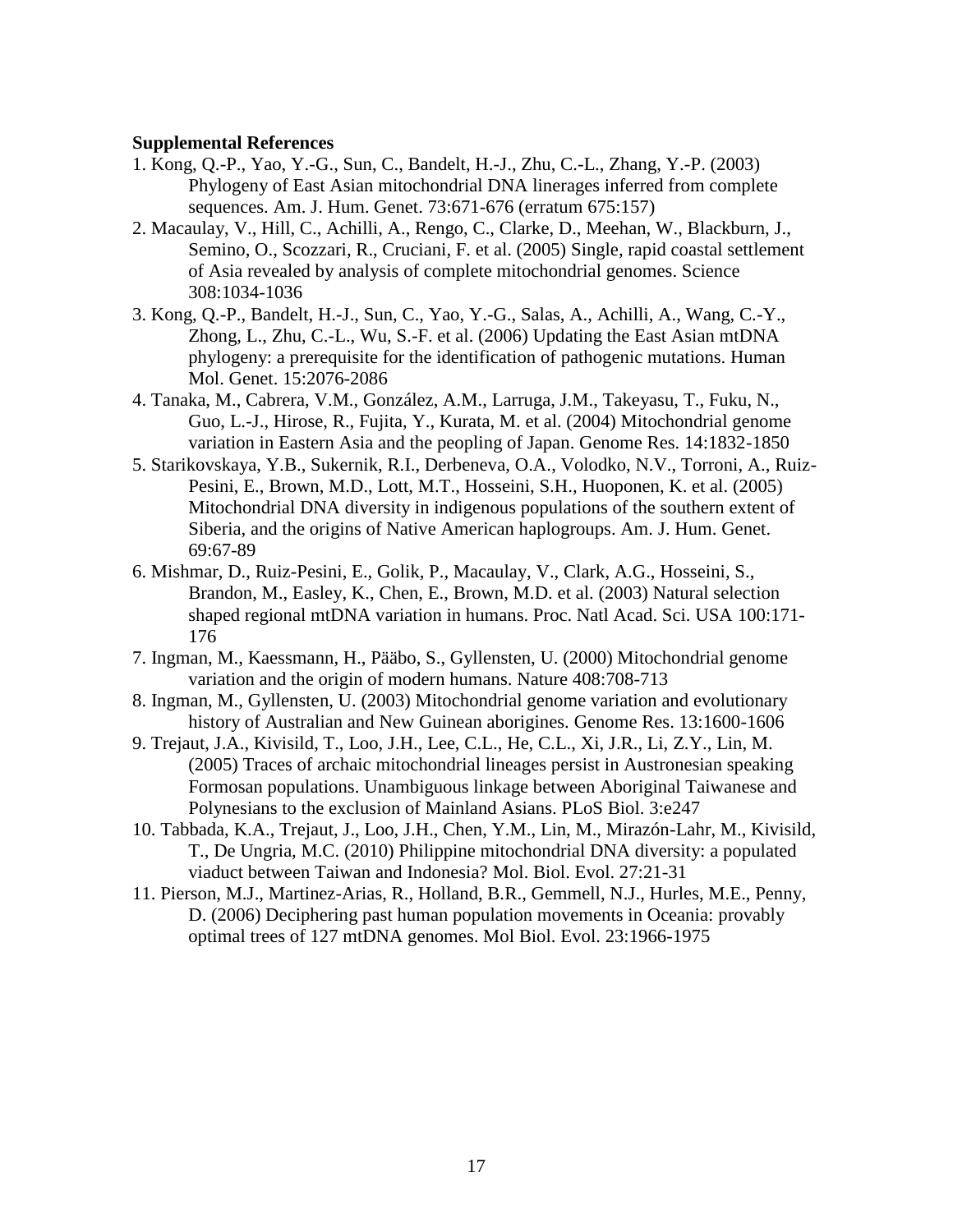**Supplemental References**

1. Kong, Q.-P., Yao, Y.-G., Sun, C., Bandelt, H.-J., Zhu, C.-L., Zhang, Y.-P. (2003) Phylogeny of East Asian mitochondrial DNA linerages inferred from complete sequences. Am. J. Hum. Genet. 73:671-676 (erratum 675:157)
2. Macaulay, V., Hill, C., Achilli, A., Rengo, C., Clarke, D., Meehan, W., Blackburn, J., Semino, O., Scozzari, R., Cruciani, F. et al. (2005) Single, rapid coastal settlement of Asia revealed by analysis of complete mitochondrial genomes. Science 308:1034-1036
3. Kong, Q.-P., Bandelt, H.-J., Sun, C., Yao, Y.-G., Salas, A., Achilli, A., Wang, C.-Y., Zhong, L., Zhu, C.-L., Wu, S.-F. et al. (2006) Updating the East Asian mtDNA phylogeny: a prerequisite for the identification of pathogenic mutations. Human Mol. Genet. 15:2076-2086
4. Tanaka, M., Cabrera, V.M., González, A.M., Larruga, J.M., Takeyasu, T., Fuku, N., Guo, L.-J., Hirose, R., Fujita, Y., Kurata, M. et al. (2004) Mitochondrial genome variation in Eastern Asia and the peopling of Japan. Genome Res. 14:1832-1850
5. Starikovskaya, Y.B., Sukernik, R.I., Derbeneva, O.A., Volodko, N.V., Torroni, A., Ruiz-Pesini, E., Brown, M.D., Lott, M.T., Hosseini, S.H., Huoponen, K. et al. (2005) Mitochondrial DNA diversity in indigenous populations of the southern extent of Siberia, and the origins of Native American haplogroups. Am. J. Hum. Genet. 69:67-89
6. Mishmar, D., Ruiz-Pesini, E., Golik, P., Macaulay, V., Clark, A.G., Hosseini, S., Brandon, M., Easley, K., Chen, E., Brown, M.D. et al. (2003) Natural selection shaped regional mtDNA variation in humans. Proc. Natl Acad. Sci. USA 100:171-176
7. Ingman, M., Kaessmann, H., Pääbo, S., Gyllensten, U. (2000) Mitochondrial genome variation and the origin of modern humans. Nature 408:708-713
8. Ingman, M., Gyllensten, U. (2003) Mitochondrial genome variation and evolutionary history of Australian and New Guinean aborigines. Genome Res. 13:1600-1606
9. Trejaut, J.A., Kivisild, T., Loo, J.H., Lee, C.L., He, C.L., Xi, J.R., Li, Z.Y., Lin, M. (2005) Traces of archaic mitochondrial lineages persist in Austronesian speaking Formosan populations. Unambiguous linkage between Aboriginal Taiwanese and Polynesians to the exclusion of Mainland Asians. PLoS Biol. 3:e247
10. Tabbada, K.A., Trejaut, J., Loo, J.H., Chen, Y.M., Lin, M., Mirazón-Lahr, M., Kivisild, T., De Ungria, M.C. (2010) Philippine mitochondrial DNA diversity: a populated viaduct between Taiwan and Indonesia? Mol. Biol. Evol. 27:21-31
11. Pierson, M.J., Martinez-Arias, R., Holland, B.R., Gemmell, N.J., Hurles, M.E., Penny, D. (2006) Deciphering past human population movements in Oceania: provably optimal trees of 127 mtDNA genomes. Mol Biol. Evol. 23:1966-1975